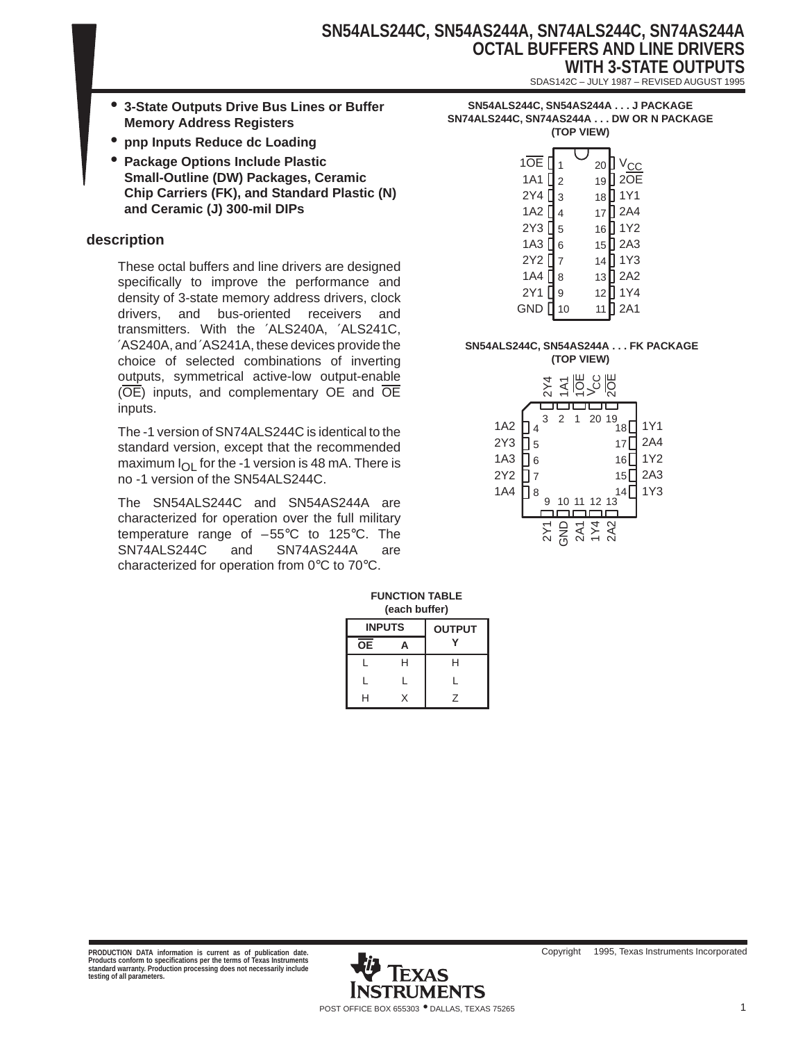# SN54ALS244C, SN54AS244A, SN74ALS244C, SN74AS244A OCTAL BUFFERS AND LINE DRIVERS WITH 3-STATE OUTPUTS

SDAS142C – JULY 1987 – REVISED AUGUST 1995

- **3-State Outputs Drive Bus Lines or Buffer Memory Address Registers**
- **pnp Inputs Reduce dc Loading**
- **Package Options Include Plastic Small-Outline (DW) Packages, Ceramic Chip Carriers (FK), and Standard Plastic (N) and Ceramic (J) 300-mil DIPs**

**SN54ALS244C, SN54AS244A . . . J PACKAGE**
**SN74ALS244C, SN74AS244A . . . DW OR N PACKAGE**
**(TOP VIEW)**

| Pin | Name | Pin | Name |
|---|---|---|---|
| 1 | 1$\overline{OE}$ | 20 | $V_{CC}$ |
| 2 | 1A1 | 19 | 2$\overline{OE}$ |
| 3 | 2Y4 | 18 | 1Y1 |
| 4 | 1A2 | 17 | 2A4 |
| 5 | 2Y3 | 16 | 1Y2 |
| 6 | 1A3 | 15 | 2A3 |
| 7 | 2Y2 | 14 | 1Y3 |
| 8 | 1A4 | 13 | 2A2 |
| 9 | 2Y1 | 12 | 1Y4 |
| 10 | GND | 11 | 2A1 |

**SN54ALS244C, SN54AS244A . . . FK PACKAGE**
**(TOP VIEW)**

| Pin | Name |
|---|---|
| 1 | 1$\overline{OE}$ |
| 2 | 1A1 |
| 3 | 2Y4 |
| 4 | 1A2 |
| 5 | 2Y3 |
| 6 | 1A3 |
| 7 | 2Y2 |
| 8 | 1A4 |
| 9 | 2Y1 |
| 10 | GND |
| 11 | 2A1 |
| 12 | 1Y4 |
| 13 | 2A2 |
| 14 | 1Y3 |
| 15 | 2A3 |
| 16 | 1Y2 |
| 17 | 2A4 |
| 18 | 1Y1 |
| 19 | 2$\overline{OE}$ |
| 20 | $V_{CC}$ |

## description

These octal buffers and line drivers are designed specifically to improve the performance and density of 3-state memory address drivers, clock drivers, and bus-oriented receivers and transmitters. With the ´ALS240A, ´ALS241C, ´AS240A, and ´AS241A, these devices provide the choice of selected combinations of inverting outputs, symmetrical active-low output-enable ($\overline{OE}$) inputs, and complementary OE and $\overline{OE}$ inputs.

The -1 version of SN74ALS244C is identical to the standard version, except that the recommended maximum $I_{OL}$ for the -1 version is 48 mA. There is no -1 version of the SN54ALS244C.

The SN54ALS244C and SN54AS244A are characterized for operation over the full military temperature range of –55°C to 125°C. The SN74ALS244C and SN74AS244A are characterized for operation from 0°C to 70°C.

**FUNCTION TABLE**
**(each buffer)**

| INPUTS | | OUTPUT |
|---|---|---|
| $\overline{OE}$ | A | Y |
| L | H | H |
| L | L | L |
| H | X | Z |

PRODUCTION DATA information is current as of publication date. Products conform to specifications per the terms of Texas Instruments standard warranty. Production processing does not necessarily include testing of all parameters.

Copyright © 1995, Texas Instruments Incorporated

POST OFFICE BOX 655303 • DALLAS, TEXAS 75265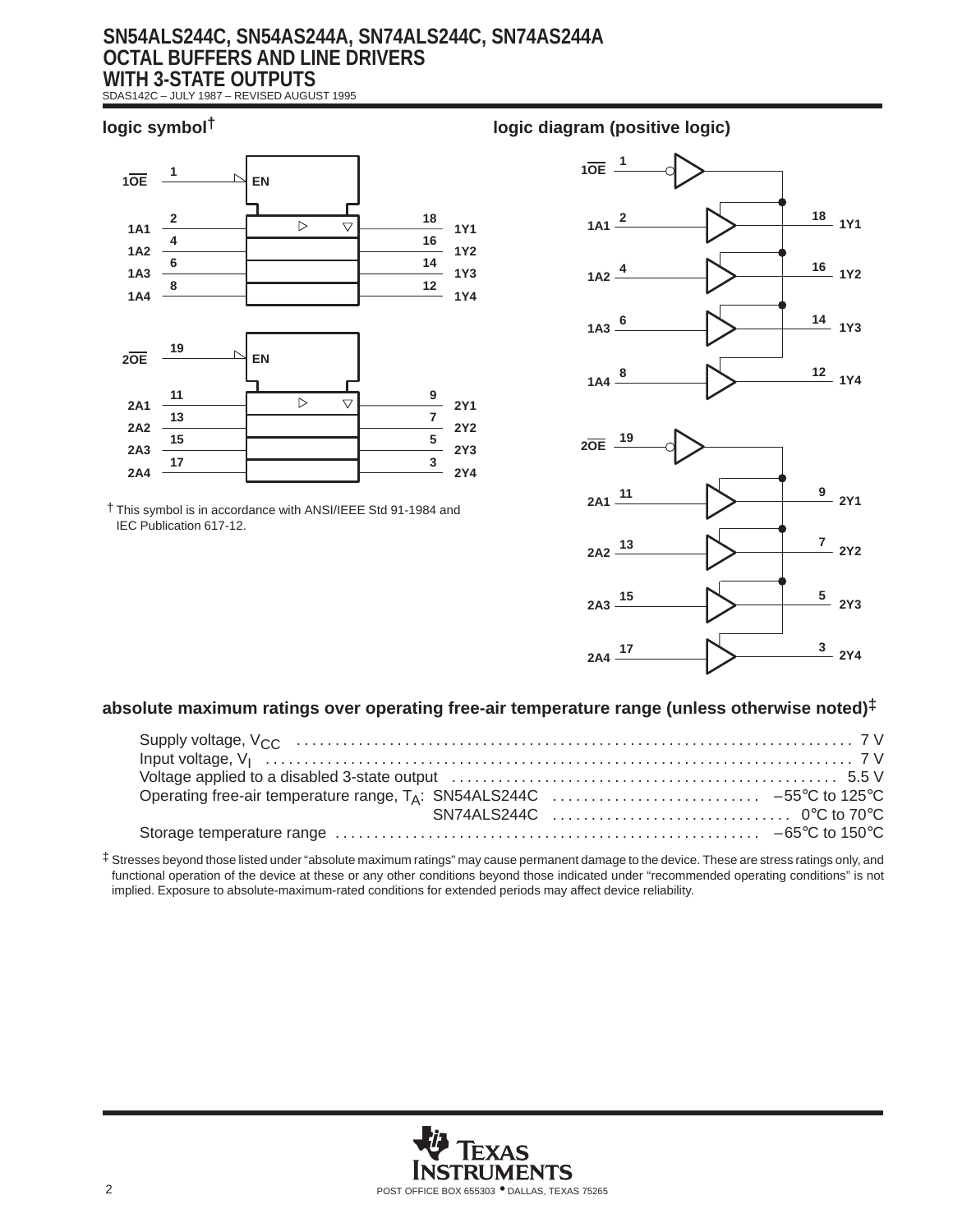## logic symbol†

| Pin | Name | | Pin | Name |
|---|---|---|---|---|
| 1 | $1\overline{OE}$ | EN | | |
| 2 | 1A1 | | 18 | 1Y1 |
| 4 | 1A2 | | 16 | 1Y2 |
| 6 | 1A3 | | 14 | 1Y3 |
| 8 | 1A4 | | 12 | 1Y4 |
| 19 | $2\overline{OE}$ | EN | | |
| 11 | 2A1 | | 9 | 2Y1 |
| 13 | 2A2 | | 7 | 2Y2 |
| 15 | 2A3 | | 5 | 2Y3 |
| 17 | 2A4 | | 3 | 2Y4 |

† This symbol is in accordance with ANSI/IEEE Std 91-1984 and IEC Publication 617-12.

## logic diagram (positive logic)

| Input | Pin | Output | Pin |
|---|---|---|---|
| $1\overline{OE}$ | 1 | | |
| 1A1 | 2 | 1Y1 | 18 |
| 1A2 | 4 | 1Y2 | 16 |
| 1A3 | 6 | 1Y3 | 14 |
| 1A4 | 8 | 1Y4 | 12 |
| $2\overline{OE}$ | 19 | | |
| 2A1 | 11 | 2Y1 | 9 |
| 2A2 | 13 | 2Y2 | 7 |
| 2A3 | 15 | 2Y3 | 5 |
| 2A4 | 17 | 2Y4 | 3 |

## absolute maximum ratings over operating free-air temperature range (unless otherwise noted)‡

| | |
|---|---|
| Supply voltage, $V_{CC}$ | 7 V |
| Input voltage, $V_I$ | 7 V |
| Voltage applied to a disabled 3-state output | 5.5 V |
| Operating free-air temperature range, $T_A$: SN54ALS244C | –55°C to 125°C |
| SN74ALS244C | 0°C to 70°C |
| Storage temperature range | –65°C to 150°C |

‡ Stresses beyond those listed under "absolute maximum ratings" may cause permanent damage to the device. These are stress ratings only, and functional operation of the device at these or any other conditions beyond those indicated under "recommended operating conditions" is not implied. Exposure to absolute-maximum-rated conditions for extended periods may affect device reliability.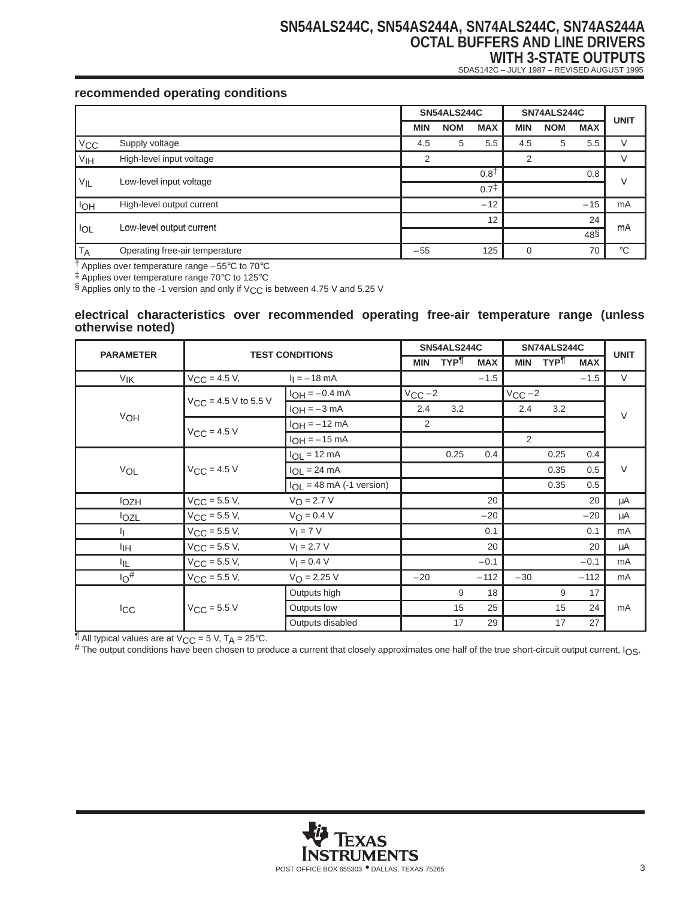## recommended operating conditions

| | | SN54ALS244C | | | SN74ALS244C | | | UNIT |
|---|---|---|---|---|---|---|---|---|
| | | MIN | NOM | MAX | MIN | NOM | MAX | |
| $V_{CC}$ | Supply voltage | 4.5 | 5 | 5.5 | 4.5 | 5 | 5.5 | V |
| $V_{IH}$ | High-level input voltage | 2 | | | 2 | | | V |
| $V_{IL}$ | Low-level input voltage | | | 0.8† | | | 0.8 | V |
| | | | | 0.7‡ | | | | |
| $I_{OH}$ | High-level output current | | | –12 | | | –15 | mA |
| $I_{OL}$ | Low-level output current | | | 12 | | | 24 | mA |
| | | | | | | | 48§ | |
| $T_A$ | Operating free-air temperature | –55 | | 125 | 0 | | 70 | °C |

† Applies over temperature range –55°C to 70°C
‡ Applies over temperature range 70°C to 125°C
§ Applies only to the -1 version and only if $V_{CC}$ is between 4.75 V and 5.25 V

## electrical characteristics over recommended operating free-air temperature range (unless otherwise noted)

| PARAMETER | TEST CONDITIONS | | SN54ALS244C | | | SN74ALS244C | | | UNIT |
|---|---|---|---|---|---|---|---|---|---|
| | | | MIN | TYP¶ | MAX | MIN | TYP¶ | MAX | |
| $V_{IK}$ | $V_{CC}$ = 4.5 V, | $I_I$ = –18 mA | | | –1.5 | | | –1.5 | V |
| $V_{OH}$ | $V_{CC}$ = 4.5 V to 5.5 V | $I_{OH}$ = –0.4 mA | $V_{CC}$ –2 | | | $V_{CC}$ –2 | | | V |
| | | $I_{OH}$ = –3 mA | 2.4 | 3.2 | | 2.4 | 3.2 | | |
| | $V_{CC}$ = 4.5 V | $I_{OH}$ = –12 mA | 2 | | | | | | |
| | | $I_{OH}$ = –15 mA | | | | 2 | | | |
| $V_{OL}$ | $V_{CC}$ = 4.5 V | $I_{OL}$ = 12 mA | | 0.25 | 0.4 | | 0.25 | 0.4 | V |
| | | $I_{OL}$ = 24 mA | | | | | 0.35 | 0.5 | |
| | | $I_{OL}$ = 48 mA (-1 version) | | | | | 0.35 | 0.5 | |
| $I_{OZH}$ | $V_{CC}$ = 5.5 V, | $V_O$ = 2.7 V | | | 20 | | | 20 | μA |
| $I_{OZL}$ | $V_{CC}$ = 5.5 V, | $V_O$ = 0.4 V | | | –20 | | | –20 | μA |
| $I_I$ | $V_{CC}$ = 5.5 V, | $V_I$ = 7 V | | | 0.1 | | | 0.1 | mA |
| $I_{IH}$ | $V_{CC}$ = 5.5 V, | $V_I$ = 2.7 V | | | 20 | | | 20 | μA |
| $I_{IL}$ | $V_{CC}$ = 5.5 V, | $V_I$ = 0.4 V | | | –0.1 | | | –0.1 | mA |
| $I_O$# | $V_{CC}$ = 5.5 V, | $V_O$ = 2.25 V | –20 | | –112 | –30 | | –112 | mA |
| $I_{CC}$ | $V_{CC}$ = 5.5 V | Outputs high | | 9 | 18 | | 9 | 17 | mA |
| | | Outputs low | | 15 | 25 | | 15 | 24 | |
| | | Outputs disabled | | 17 | 29 | | 17 | 27 | |

¶ All typical values are at $V_{CC}$ = 5 V, $T_A$ = 25°C.
# The output conditions have been chosen to produce a current that closely approximates one half of the true short-circuit output current, $I_{OS}$.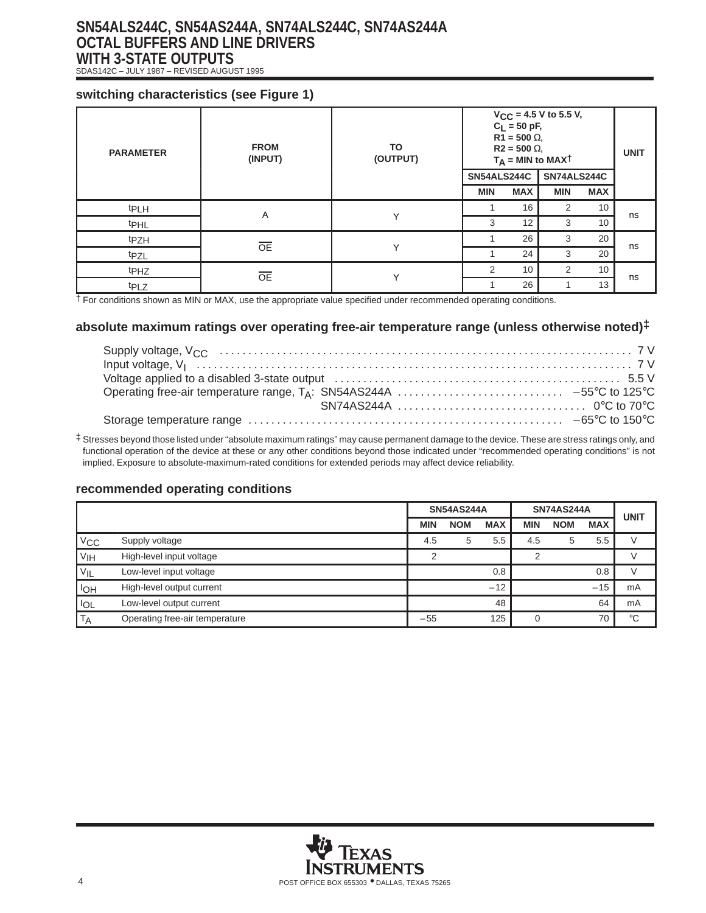## switching characteristics (see Figure 1)

| PARAMETER | FROM (INPUT) | TO (OUTPUT) | $V_{CC}$ = 4.5 V to 5.5 V, $C_L$ = 50 pF, R1 = 500 Ω, R2 = 500 Ω, $T_A$ = MIN to MAX† | | | | UNIT |
|---|---|---|---|---|---|---|---|
| | | | SN54ALS244C | | SN74ALS244C | | |
| | | | MIN | MAX | MIN | MAX | |
| $t_{PLH}$ | A | Y | 1 | 16 | 2 | 10 | ns |
| $t_{PHL}$ | | | 3 | 12 | 3 | 10 | |
| $t_{PZH}$ | $\overline{OE}$ | Y | 1 | 26 | 3 | 20 | ns |
| $t_{PZL}$ | | | 1 | 24 | 3 | 20 | |
| $t_{PHZ}$ | $\overline{OE}$ | Y | 2 | 10 | 2 | 10 | ns |
| $t_{PLZ}$ | | | 1 | 26 | 1 | 13 | |

† For conditions shown as MIN or MAX, use the appropriate value specified under recommended operating conditions.

## absolute maximum ratings over operating free-air temperature range (unless otherwise noted)‡

- Supply voltage, $V_{CC}$ ........ 7 V
- Input voltage, $V_I$ ........ 7 V
- Voltage applied to a disabled 3-state output ........ 5.5 V
- Operating free-air temperature range, $T_A$: SN54AS244A ........ –55°C to 125°C
  - SN74AS244A ........ 0°C to 70°C
- Storage temperature range ........ –65°C to 150°C

‡ Stresses beyond those listed under "absolute maximum ratings" may cause permanent damage to the device. These are stress ratings only, and functional operation of the device at these or any other conditions beyond those indicated under "recommended operating conditions" is not implied. Exposure to absolute-maximum-rated conditions for extended periods may affect device reliability.

## recommended operating conditions

| | | SN54AS244A | | | SN74AS244A | | | UNIT |
|---|---|---|---|---|---|---|---|---|
| | | MIN | NOM | MAX | MIN | NOM | MAX | |
| $V_{CC}$ | Supply voltage | 4.5 | 5 | 5.5 | 4.5 | 5 | 5.5 | V |
| $V_{IH}$ | High-level input voltage | 2 | | | 2 | | | V |
| $V_{IL}$ | Low-level input voltage | | | 0.8 | | | 0.8 | V |
| $I_{OH}$ | High-level output current | | | –12 | | | –15 | mA |
| $I_{OL}$ | Low-level output current | | | 48 | | | 64 | mA |
| $T_A$ | Operating free-air temperature | –55 | | 125 | 0 | | 70 | °C |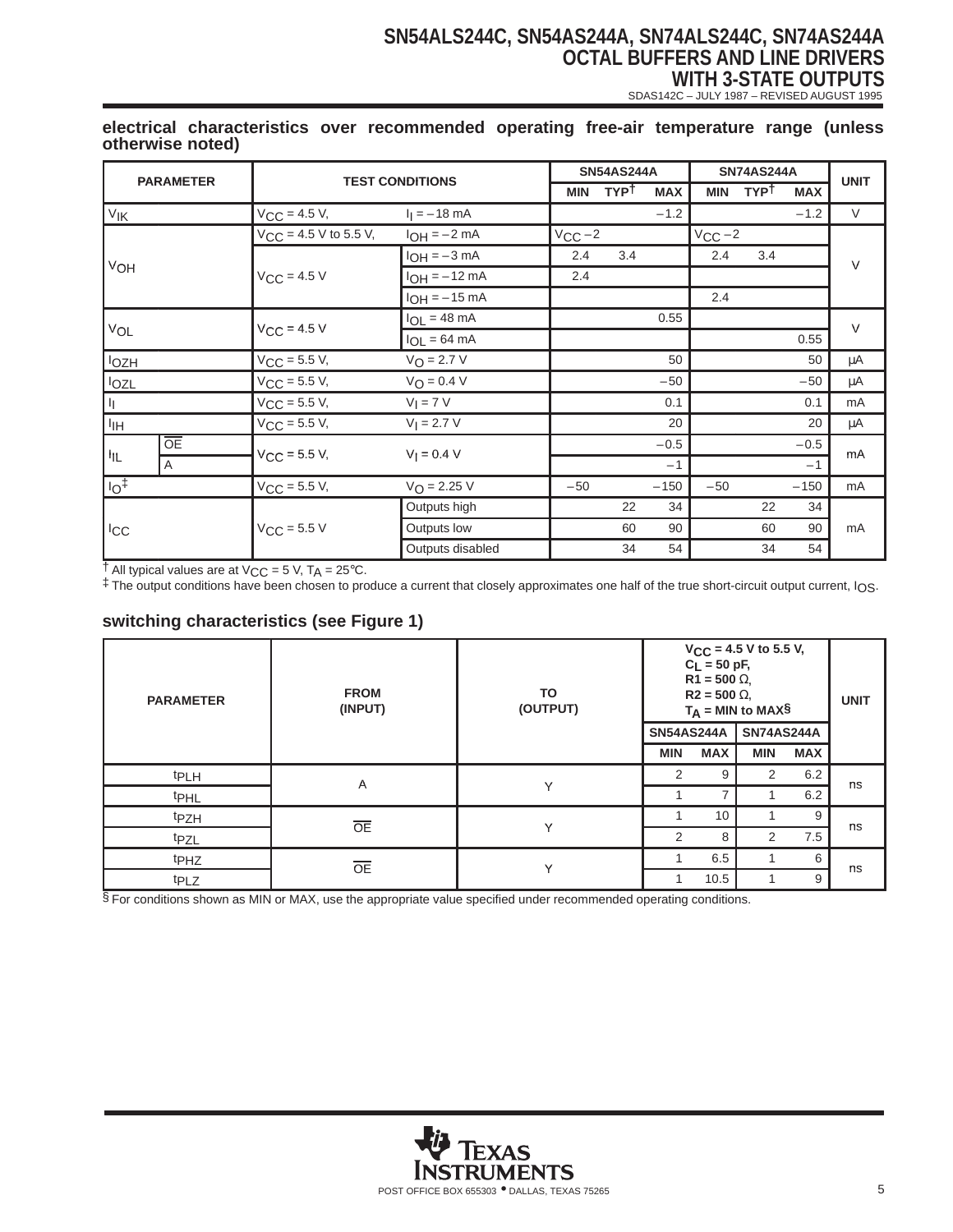## electrical characteristics over recommended operating free-air temperature range (unless otherwise noted)

| PARAMETER | | TEST CONDITIONS | | SN54AS244A | | | SN74AS244A | | | UNIT |
|---|---|---|---|---|---|---|---|---|---|---|
| | | | | MIN | TYP† | MAX | MIN | TYP† | MAX | |
| $V_{IK}$ | | $V_{CC}$ = 4.5 V, | $I_I$ = –18 mA | | | –1.2 | | | –1.2 | V |
| $V_{OH}$ | | $V_{CC}$ = 4.5 V to 5.5 V, | $I_{OH}$ = –2 mA | $V_{CC}$ –2 | | | $V_{CC}$ –2 | | | V |
| | | $V_{CC}$ = 4.5 V | $I_{OH}$ = –3 mA | 2.4 | 3.4 | | 2.4 | 3.4 | | |
| | | | $I_{OH}$ = –12 mA | 2.4 | | | | | | |
| | | | $I_{OH}$ = –15 mA | | | | 2.4 | | | |
| $V_{OL}$ | | $V_{CC}$ = 4.5 V | $I_{OL}$ = 48 mA | | | 0.55 | | | | V |
| | | | $I_{OL}$ = 64 mA | | | | | | 0.55 | |
| $I_{OZH}$ | | $V_{CC}$ = 5.5 V, | $V_O$ = 2.7 V | | | 50 | | | 50 | μA |
| $I_{OZL}$ | | $V_{CC}$ = 5.5 V, | $V_O$ = 0.4 V | | | –50 | | | –50 | μA |
| $I_I$ | | $V_{CC}$ = 5.5 V, | $V_I$ = 7 V | | | 0.1 | | | 0.1 | mA |
| $I_{IH}$ | | $V_{CC}$ = 5.5 V, | $V_I$ = 2.7 V | | | 20 | | | 20 | μA |
| $I_{IL}$ | $\overline{OE}$ | $V_{CC}$ = 5.5 V, | $V_I$ = 0.4 V | | | –0.5 | | | –0.5 | mA |
| | A | | | | | –1 | | | –1 | |
| $I_O$‡ | | $V_{CC}$ = 5.5 V, | $V_O$ = 2.25 V | –50 | | –150 | –50 | | –150 | mA |
| $I_{CC}$ | | $V_{CC}$ = 5.5 V | Outputs high | | 22 | 34 | | 22 | 34 | mA |
| | | | Outputs low | | 60 | 90 | | 60 | 90 | |
| | | | Outputs disabled | | 34 | 54 | | 34 | 54 | |

† All typical values are at $V_{CC}$ = 5 V, $T_A$ = 25°C.
‡ The output conditions have been chosen to produce a current that closely approximates one half of the true short-circuit output current, $I_{OS}$.

## switching characteristics (see Figure 1)

| PARAMETER | FROM (INPUT) | TO (OUTPUT) | $V_{CC}$ = 4.5 V to 5.5 V, $C_L$ = 50 pF, R1 = 500 Ω, R2 = 500 Ω, $T_A$ = MIN to MAX§ | | | | UNIT |
|---|---|---|---|---|---|---|---|
| | | | SN54AS244A | | SN74AS244A | | |
| | | | MIN | MAX | MIN | MAX | |
| $t_{PLH}$ | A | Y | 2 | 9 | 2 | 6.2 | ns |
| $t_{PHL}$ | | | 1 | 7 | 1 | 6.2 | |
| $t_{PZH}$ | $\overline{OE}$ | Y | 1 | 10 | 1 | 9 | ns |
| $t_{PZL}$ | | | 2 | 8 | 2 | 7.5 | |
| $t_{PHZ}$ | $\overline{OE}$ | Y | 1 | 6.5 | 1 | 6 | ns |
| $t_{PLZ}$ | | | 1 | 10.5 | 1 | 9 | |

§ For conditions shown as MIN or MAX, use the appropriate value specified under recommended operating conditions.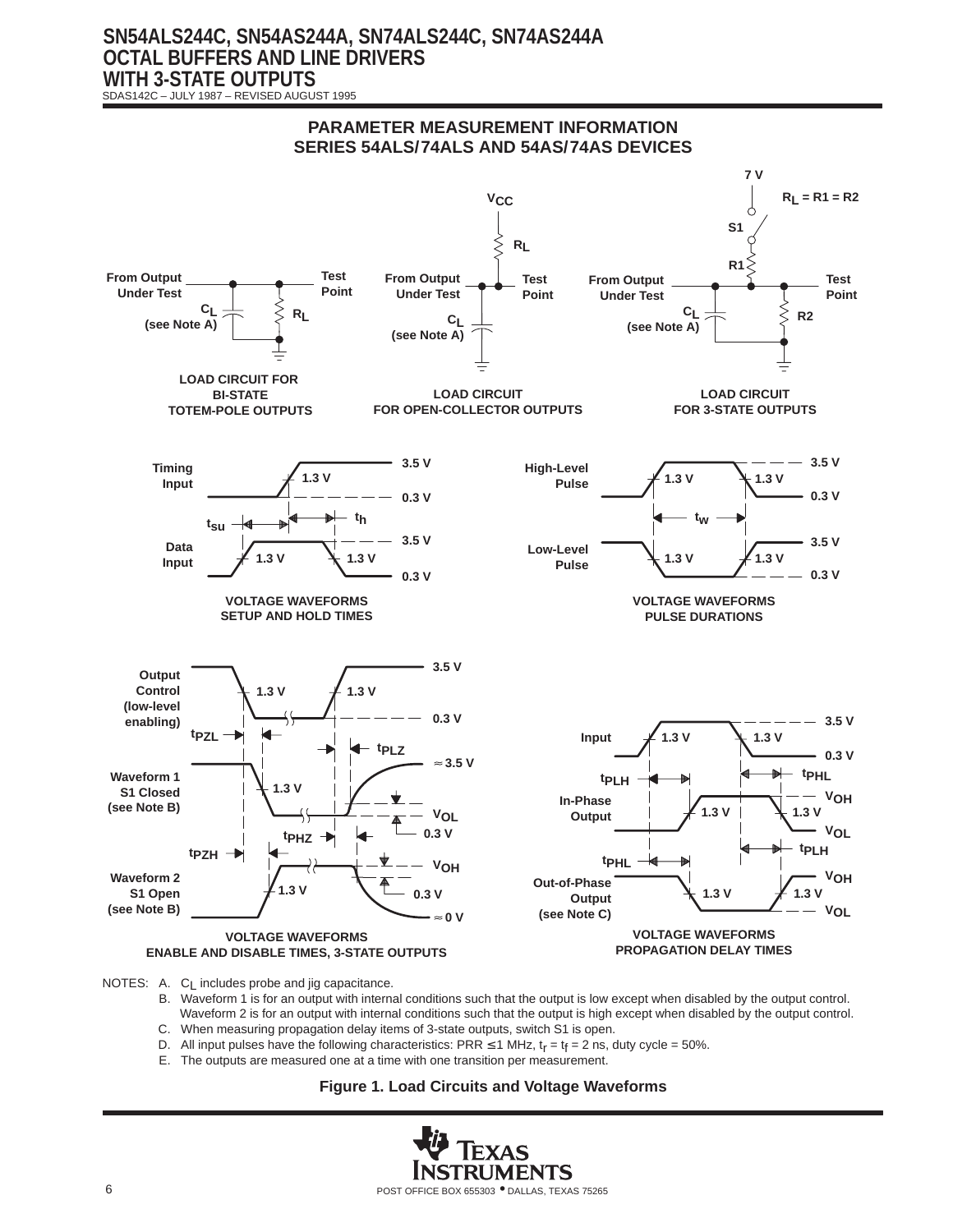## PARAMETER MEASUREMENT INFORMATION
## SERIES 54ALS/74ALS AND 54AS/74AS DEVICES

From Output Under Test
Test Point
$C_L$ (see Note A)
$R_L$

LOAD CIRCUIT FOR BI-STATE TOTEM-POLE OUTPUTS

$V_{CC}$
$R_L$
From Output Under Test
Test Point
$C_L$ (see Note A)

LOAD CIRCUIT FOR OPEN-COLLECTOR OUTPUTS

7 V
$R_L = R1 = R2$
S1
R1
From Output Under Test
Test Point
$C_L$ (see Note A)
R2

LOAD CIRCUIT FOR 3-STATE OUTPUTS

Timing Input
1.3 V
3.5 V
0.3 V
$t_{su}$
$t_h$
Data Input
1.3 V
1.3 V
3.5 V
0.3 V

VOLTAGE WAVEFORMS SETUP AND HOLD TIMES

High-Level Pulse
1.3 V
1.3 V
3.5 V
0.3 V
$t_w$
Low-Level Pulse
1.3 V
1.3 V
3.5 V
0.3 V

VOLTAGE WAVEFORMS PULSE DURATIONS

Output Control (low-level enabling)
1.3 V
1.3 V
3.5 V
0.3 V
$t_{PZL}$
$t_{PLZ}$
Waveform 1 S1 Closed (see Note B)
1.3 V
≈ 3.5 V
$V_{OL}$
0.3 V
$t_{PHZ}$
$t_{PZH}$
Waveform 2 S1 Open (see Note B)
1.3 V
$V_{OH}$
0.3 V
≈ 0 V

VOLTAGE WAVEFORMS ENABLE AND DISABLE TIMES, 3-STATE OUTPUTS

Input
1.3 V
1.3 V
3.5 V
0.3 V
$t_{PLH}$
$t_{PHL}$
In-Phase Output
1.3 V
1.3 V
$V_{OH}$
$V_{OL}$
$t_{PHL}$
$t_{PLH}$
Out-of-Phase Output (see Note C)
1.3 V
1.3 V
$V_{OH}$
$V_{OL}$

VOLTAGE WAVEFORMS PROPAGATION DELAY TIMES

NOTES:
A. $C_L$ includes probe and jig capacitance.
B. Waveform 1 is for an output with internal conditions such that the output is low except when disabled by the output control. Waveform 2 is for an output with internal conditions such that the output is high except when disabled by the output control.
C. When measuring propagation delay items of 3-state outputs, switch S1 is open.
D. All input pulses have the following characteristics: PRR ≤ 1 MHz, $t_r = t_f = 2$ ns, duty cycle = 50%.
E. The outputs are measured one at a time with one transition per measurement.

**Figure 1. Load Circuits and Voltage Waveforms**